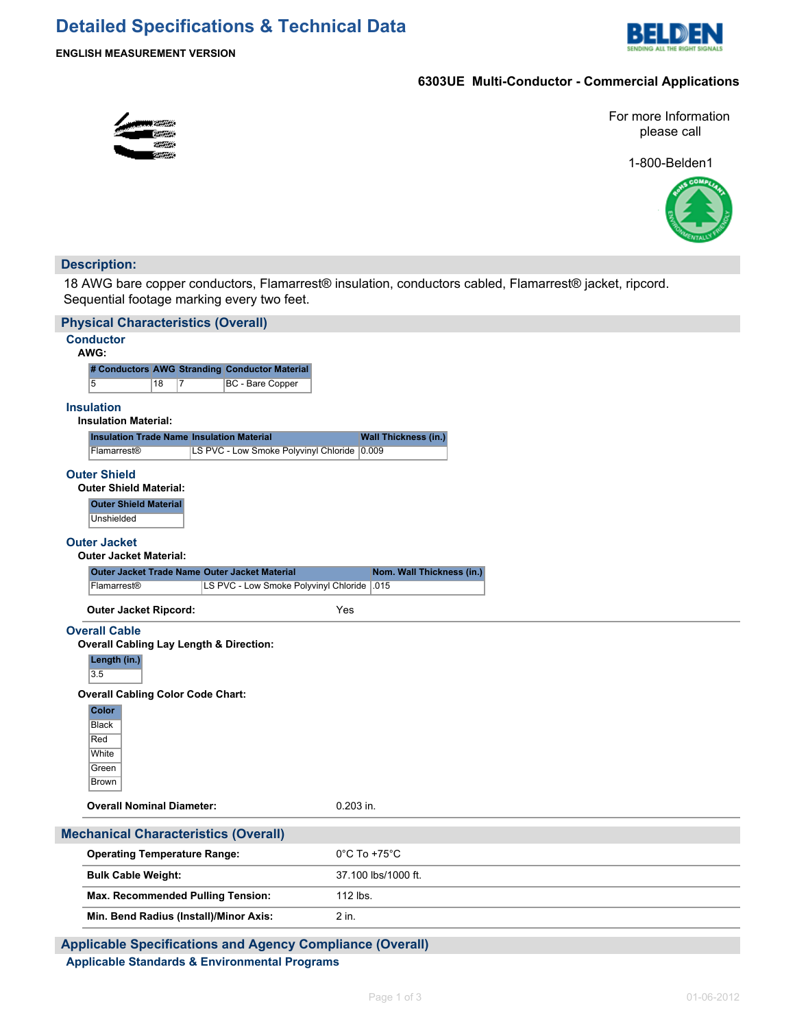# Detailed Specifications & Technical Data

**ENGLISH MEASUREMENT VERSION**

## 6303UE Multi-Conductor - Commercial Applications

For more Information please call

1-800-Belden1

## Description:

18 AWG bare copper conductors, Flamarrest® insulation, conductors cabled, Flamarrest® jacket, ripcord. Sequential footage marking every two feet.

## Physical Characteristics (Overall)

### Conductor

**AWG:**

| # Conductors | AWG | Stranding | Conductor Material |
|---|---|---|---|
| 5 | 18 | 7 | BC - Bare Copper |

### Insulation

**Insulation Material:**

| Insulation Trade Name | Insulation Material | Wall Thickness (in.) |
|---|---|---|
| Flamarrest® | LS PVC - Low Smoke Polyvinyl Chloride | 0.009 |

### Outer Shield

**Outer Shield Material:**

| Outer Shield Material |
|---|
| Unshielded |

### Outer Jacket

**Outer Jacket Material:**

| Outer Jacket Trade Name | Outer Jacket Material | Nom. Wall Thickness (in.) |
|---|---|---|
| Flamarrest® | LS PVC - Low Smoke Polyvinyl Chloride | .015 |

**Outer Jacket Ripcord:** Yes

### Overall Cable

**Overall Cabling Lay Length & Direction:**

| Length (in.) |
|---|
| 3.5 |

**Overall Cabling Color Code Chart:**

| Color |
|---|
| Black |
| Red |
| White |
| Green |
| Brown |

**Overall Nominal Diameter:** 0.203 in.

## Mechanical Characteristics (Overall)

| | |
|---|---|
| **Operating Temperature Range:** | 0°C To +75°C |
| **Bulk Cable Weight:** | 37.100 lbs/1000 ft. |
| **Max. Recommended Pulling Tension:** | 112 lbs. |
| **Min. Bend Radius (Install)/Minor Axis:** | 2 in. |

## Applicable Specifications and Agency Compliance (Overall)

### Applicable Standards & Environmental Programs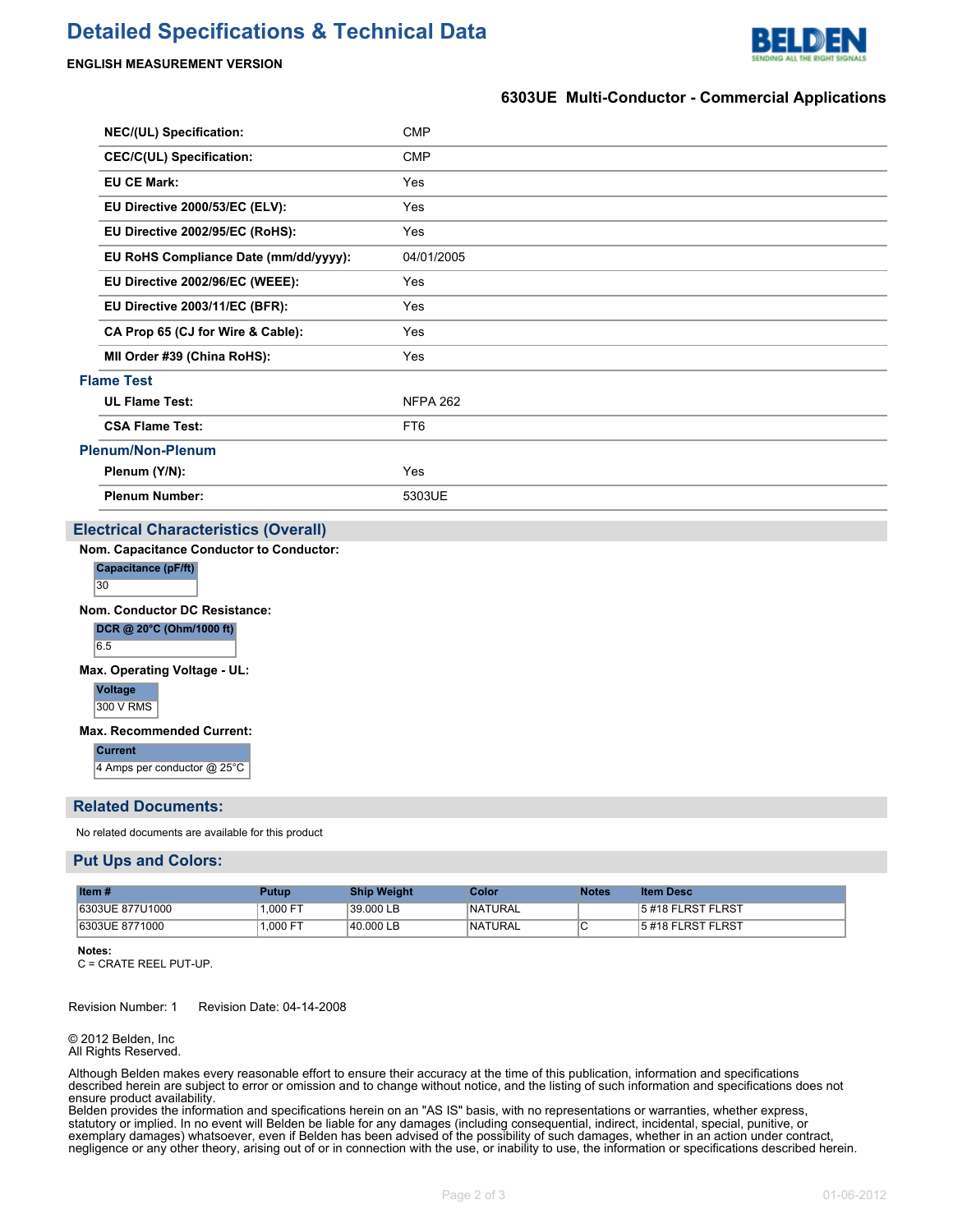# Detailed Specifications & Technical Data

**ENGLISH MEASUREMENT VERSION**

### 6303UE Multi-Conductor - Commercial Applications

| | |
|---|---|
| **NEC/(UL) Specification:** | CMP |
| **CEC/C(UL) Specification:** | CMP |
| **EU CE Mark:** | Yes |
| **EU Directive 2000/53/EC (ELV):** | Yes |
| **EU Directive 2002/95/EC (RoHS):** | Yes |
| **EU RoHS Compliance Date (mm/dd/yyyy):** | 04/01/2005 |
| **EU Directive 2002/96/EC (WEEE):** | Yes |
| **EU Directive 2003/11/EC (BFR):** | Yes |
| **CA Prop 65 (CJ for Wire & Cable):** | Yes |
| **MII Order #39 (China RoHS):** | Yes |

#### Flame Test

| | |
|---|---|
| **UL Flame Test:** | NFPA 262 |
| **CSA Flame Test:** | FT6 |

#### Plenum/Non-Plenum

| | |
|---|---|
| **Plenum (Y/N):** | Yes |
| **Plenum Number:** | 5303UE |

## Electrical Characteristics (Overall)

**Nom. Capacitance Conductor to Conductor:**

| Capacitance (pF/ft) |
|---|
| 30 |

**Nom. Conductor DC Resistance:**

| DCR @ 20°C (Ohm/1000 ft) |
|---|
| 6.5 |

**Max. Operating Voltage - UL:**

| Voltage |
|---|
| 300 V RMS |

**Max. Recommended Current:**

| Current |
|---|
| 4 Amps per conductor @ 25°C |

## Related Documents:

No related documents are available for this product

## Put Ups and Colors:

| Item # | Putup | Ship Weight | Color | Notes | Item Desc |
|---|---|---|---|---|---|
| 6303UE 877U1000 | 1,000 FT | 39.000 LB | NATURAL | | 5 #18 FLRST FLRST |
| 6303UE 8771000 | 1,000 FT | 40.000 LB | NATURAL | C | 5 #18 FLRST FLRST |

**Notes:**
C = CRATE REEL PUT-UP.

Revision Number: 1 Revision Date: 04-14-2008

© 2012 Belden, Inc
All Rights Reserved.

Although Belden makes every reasonable effort to ensure their accuracy at the time of this publication, information and specifications described herein are subject to error or omission and to change without notice, and the listing of such information and specifications does not ensure product availability.
Belden provides the information and specifications herein on an "AS IS" basis, with no representations or warranties, whether express, statutory or implied. In no event will Belden be liable for any damages (including consequential, indirect, incidental, special, punitive, or exemplary damages) whatsoever, even if Belden has been advised of the possibility of such damages, whether in an action under contract, negligence or any other theory, arising out of or in connection with the use, or inability to use, the information or specifications described herein.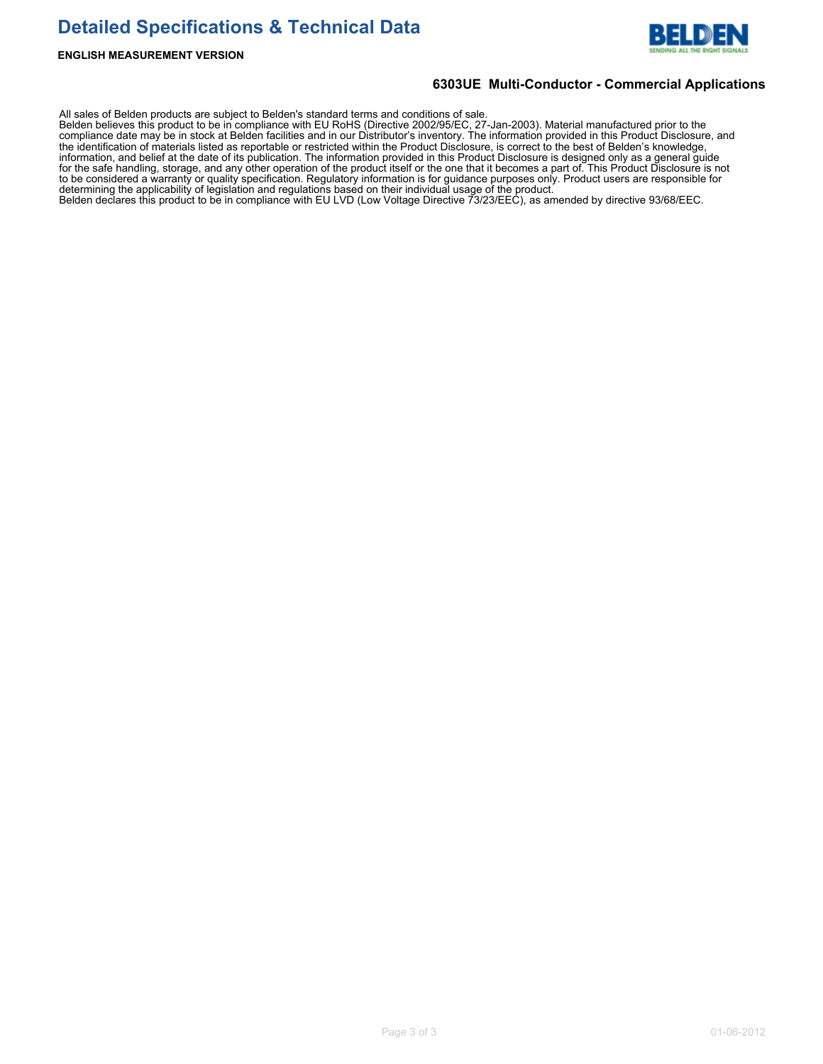All sales of Belden products are subject to Belden's standard terms and conditions of sale.
Belden believes this product to be in compliance with EU RoHS (Directive 2002/95/EC, 27-Jan-2003). Material manufactured prior to the compliance date may be in stock at Belden facilities and in our Distributor's inventory. The information provided in this Product Disclosure, and the identification of materials listed as reportable or restricted within the Product Disclosure, is correct to the best of Belden's knowledge, information, and belief at the date of its publication. The information provided in this Product Disclosure is designed only as a general guide for the safe handling, storage, and any other operation of the product itself or the one that it becomes a part of. This Product Disclosure is not to be considered a warranty or quality specification. Regulatory information is for guidance purposes only. Product users are responsible for determining the applicability of legislation and regulations based on their individual usage of the product.
Belden declares this product to be in compliance with EU LVD (Low Voltage Directive 73/23/EEC), as amended by directive 93/68/EEC.